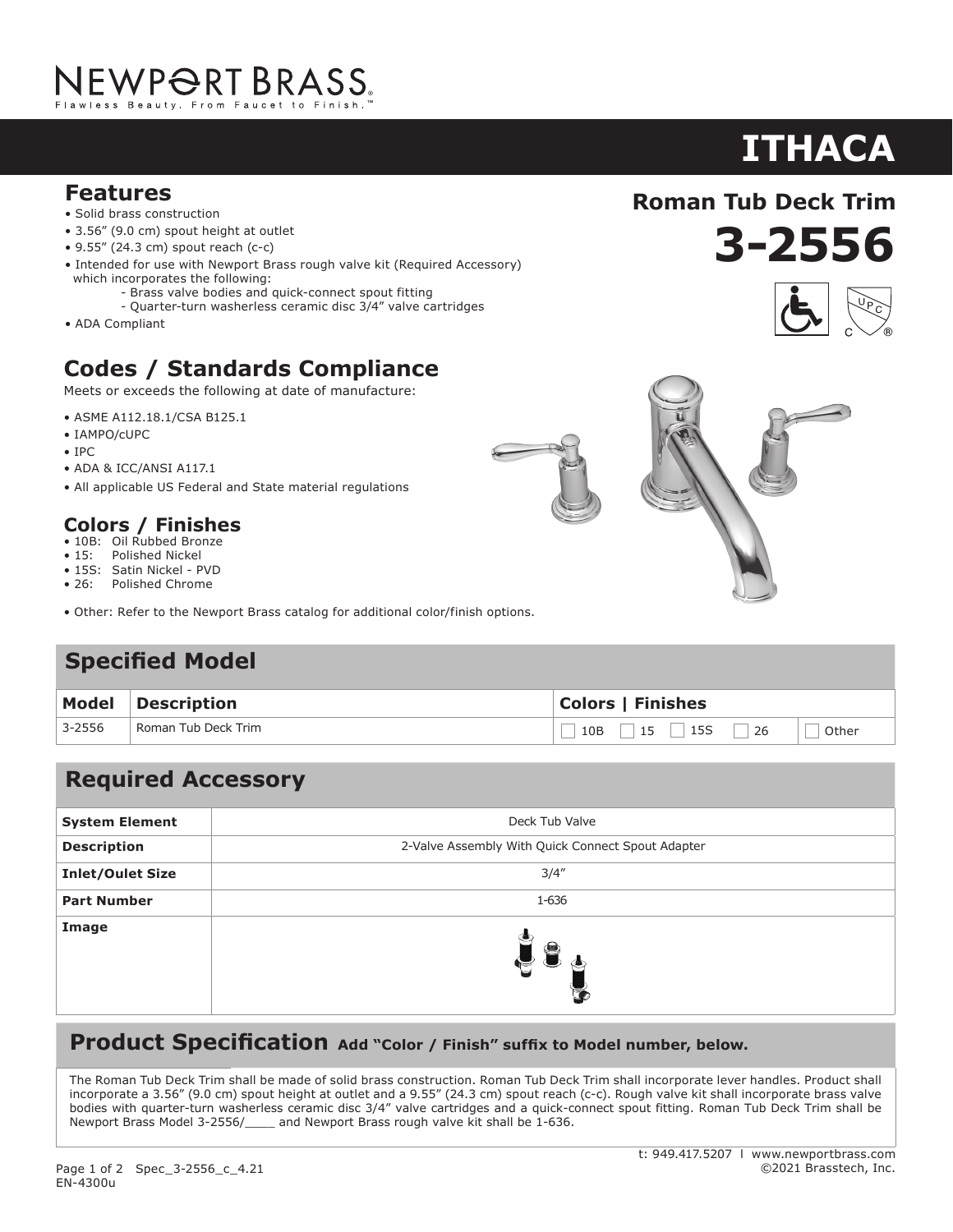NEWPORT BRASS

Flawless Beauty. From Faucet to Finish.™

# ITHACA

## Roman Tub Deck Trim

# 3-2556

## Features

- Solid brass construction
- 3.56" (9.0 cm) spout height at outlet
- 9.55" (24.3 cm) spout reach (c-c)
- Intended for use with Newport Brass rough valve kit (Required Accessory) which incorporates the following:
  - Brass valve bodies and quick-connect spout fitting
  - Quarter-turn washerless ceramic disc 3/4" valve cartridges
- ADA Compliant

## Codes / Standards Compliance

Meets or exceeds the following at date of manufacture:

- ASME A112.18.1/CSA B125.1
- IAMPO/cUPC
- IPC
- ADA & ICC/ANSI A117.1
- All applicable US Federal and State material regulations

## Colors / Finishes

- 10B: Oil Rubbed Bronze
- 15: Polished Nickel
- 15S: Satin Nickel - PVD
- 26: Polished Chrome

- Other: Refer to the Newport Brass catalog for additional color/finish options.

## Specified Model

| Model | Description | Colors \| Finishes | |
|---|---|---|---|
| 3-2556 | Roman Tub Deck Trim | ☐ 10B ☐ 15 ☐ 15S ☐ 26 | ☐ Other |

## Required Accessory

| System Element | Deck Tub Valve |
|---|---|
| Description | 2-Valve Assembly With Quick Connect Spout Adapter |
| Inlet/Oulet Size | 3/4" |
| Part Number | 1-636 |
| Image | |

## Product Specification **Add "Color / Finish" suffix to Model number, below.**

The Roman Tub Deck Trim shall be made of solid brass construction. Roman Tub Deck Trim shall incorporate lever handles. Product shall incorporate a 3.56" (9.0 cm) spout height at outlet and a 9.55" (24.3 cm) spout reach (c-c). Rough valve kit shall incorporate brass valve bodies with quarter-turn washerless ceramic disc 3/4" valve cartridges and a quick-connect spout fitting. Roman Tub Deck Trim shall be Newport Brass Model 3-2556/____ and Newport Brass rough valve kit shall be 1-636.

t: 949.417.5207 | www.newportbrass.com
©2021 Brasstech, Inc.

Spec_3-2556_c_4.21
EN-4300u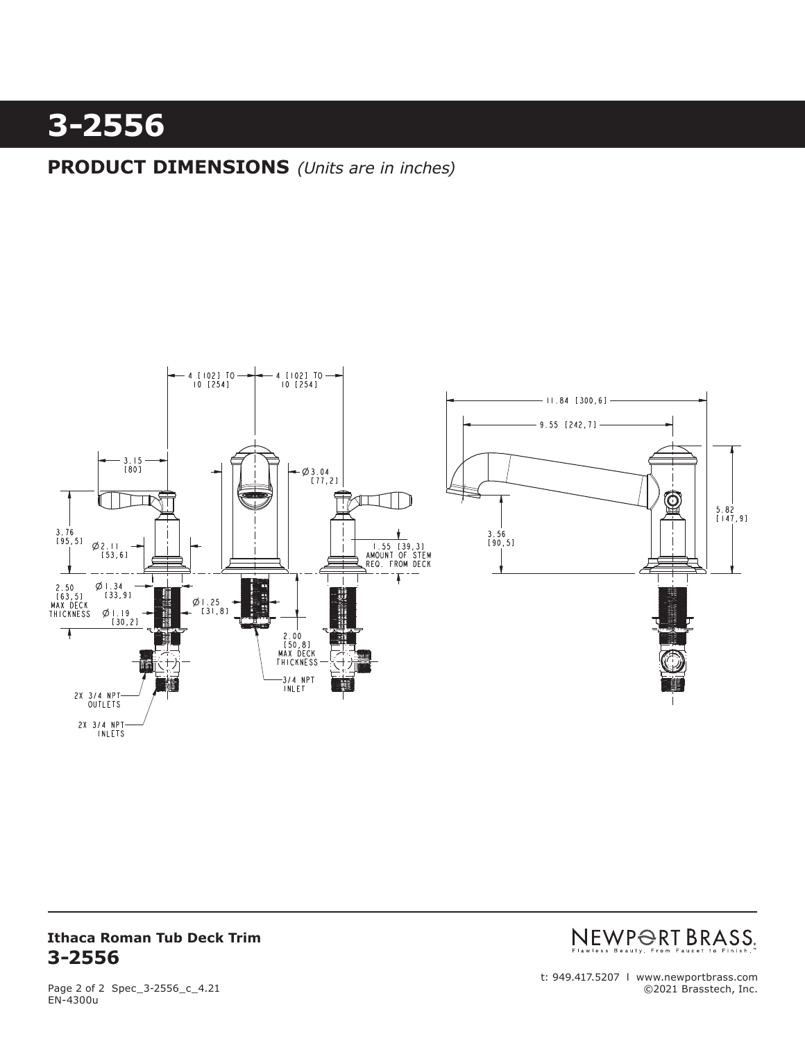# 3-2556

## PRODUCT DIMENSIONS *(Units are in inches)*

4 [102] TO 10 [254]

4 [102] TO 10 [254]

3.15 [80]

Ø3.04 [77,2]

3.76 [95,5]

Ø2.11 [53,6]

1.55 [39,3] AMOUNT OF STEM REQ. FROM DECK

2.50 [63,5] MAX DECK THICKNESS

Ø1.34 [33,9]

Ø1.19 [30,2]

Ø1.25 [31,8]

2.00 [50,8] MAX DECK THICKNESS

3/4 NPT INLET

2X 3/4 NPT OUTLETS

2X 3/4 NPT INLETS

11.84 [300,6]

9.55 [242,7]

5.82 [147,9]

3.56 [90,5]

**Ithaca Roman Tub Deck Trim**
**3-2556**

Spec_3-2556_c_4.21
EN-4300u

NEWPORT BRASS. Flawless Beauty. From Faucet to Finish.™

t: 949.417.5207 | www.newportbrass.com
©2021 Brasstech, Inc.